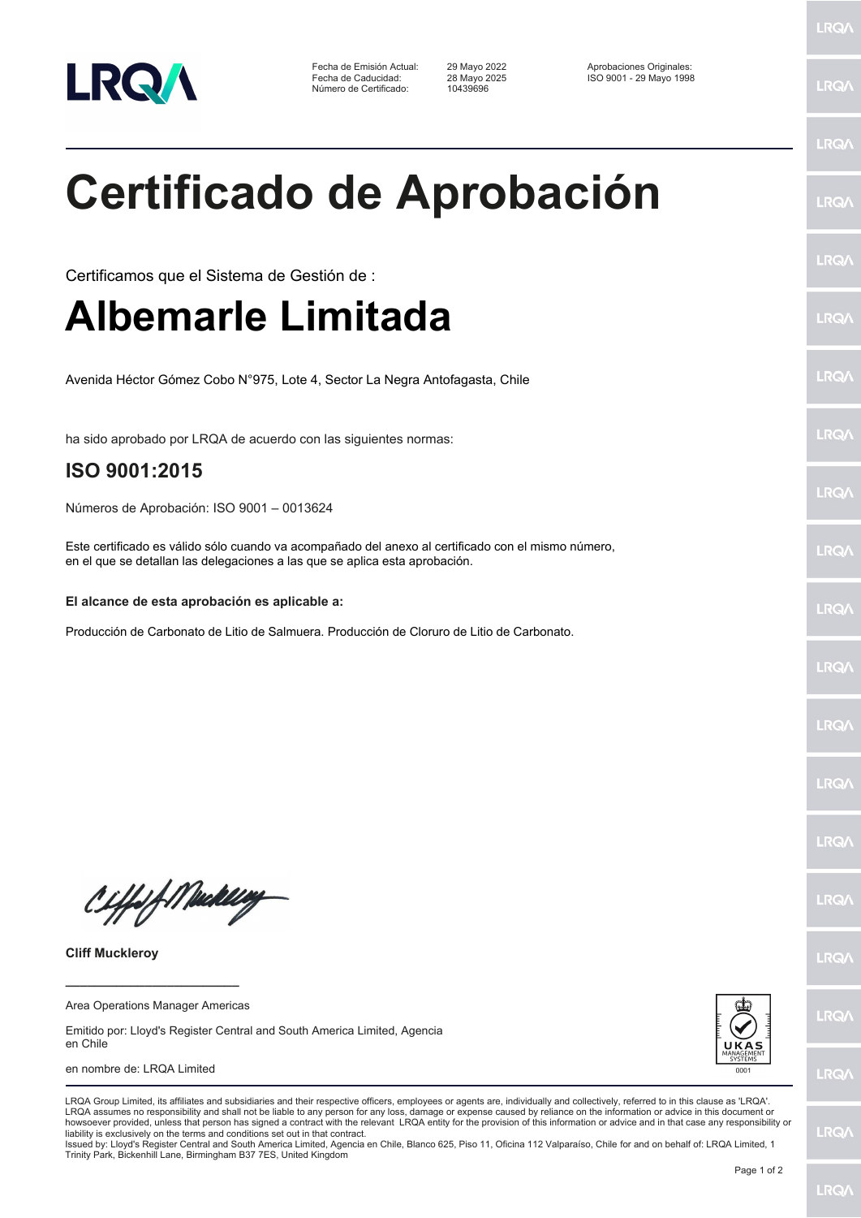| Fecha de Emisión Actual: | 29 Mayo 2022 | Aprobaciones Originales: |
| --- | --- | --- |
| Fecha de Caducidad: | 28 Mayo 2025 | ISO 9001 - 29 Mayo 1998 |
| Número de Certificado: | 10439696 | |

# Certificado de Aprobación

Certificamos que el Sistema de Gestión de :

# Albemarle Limitada

Avenida Héctor Gómez Cobo N°975, Lote 4, Sector La Negra Antofagasta, Chile

ha sido aprobado por LRQA de acuerdo con las siguientes normas:

## ISO 9001:2015

Números de Aprobación: ISO 9001 – 0013624

Este certificado es válido sólo cuando va acompañado del anexo al certificado con el mismo número, en el que se detallan las delegaciones a las que se aplica esta aprobación.

**El alcance de esta aprobación es aplicable a:**

Producción de Carbonato de Litio de Salmuera. Producción de Cloruro de Litio de Carbonato.

**Cliff Muckleroy**

Area Operations Manager Americas

Emitido por: Lloyd's Register Central and South America Limited, Agencia en Chile

en nombre de: LRQA Limited

UKAS MANAGEMENT SYSTEMS 0001

LRQA Group Limited, its affiliates and subsidiaries and their respective officers, employees or agents are, individually and collectively, referred to in this clause as 'LRQA'. LRQA assumes no responsibility and shall not be liable to any person for any loss, damage or expense caused by reliance on the information or advice in this document or howsoever provided, unless that person has signed a contract with the relevant LRQA entity for the provision of this information or advice and in that case any responsibility or liability is exclusively on the terms and conditions set out in that contract.
Issued by: Lloyd's Register Central and South America Limited, Agencia en Chile, Blanco 625, Piso 11, Oficina 112 Valparaíso, Chile for and on behalf of: LRQA Limited, 1 Trinity Park, Bickenhill Lane, Birmingham B37 7ES, United Kingdom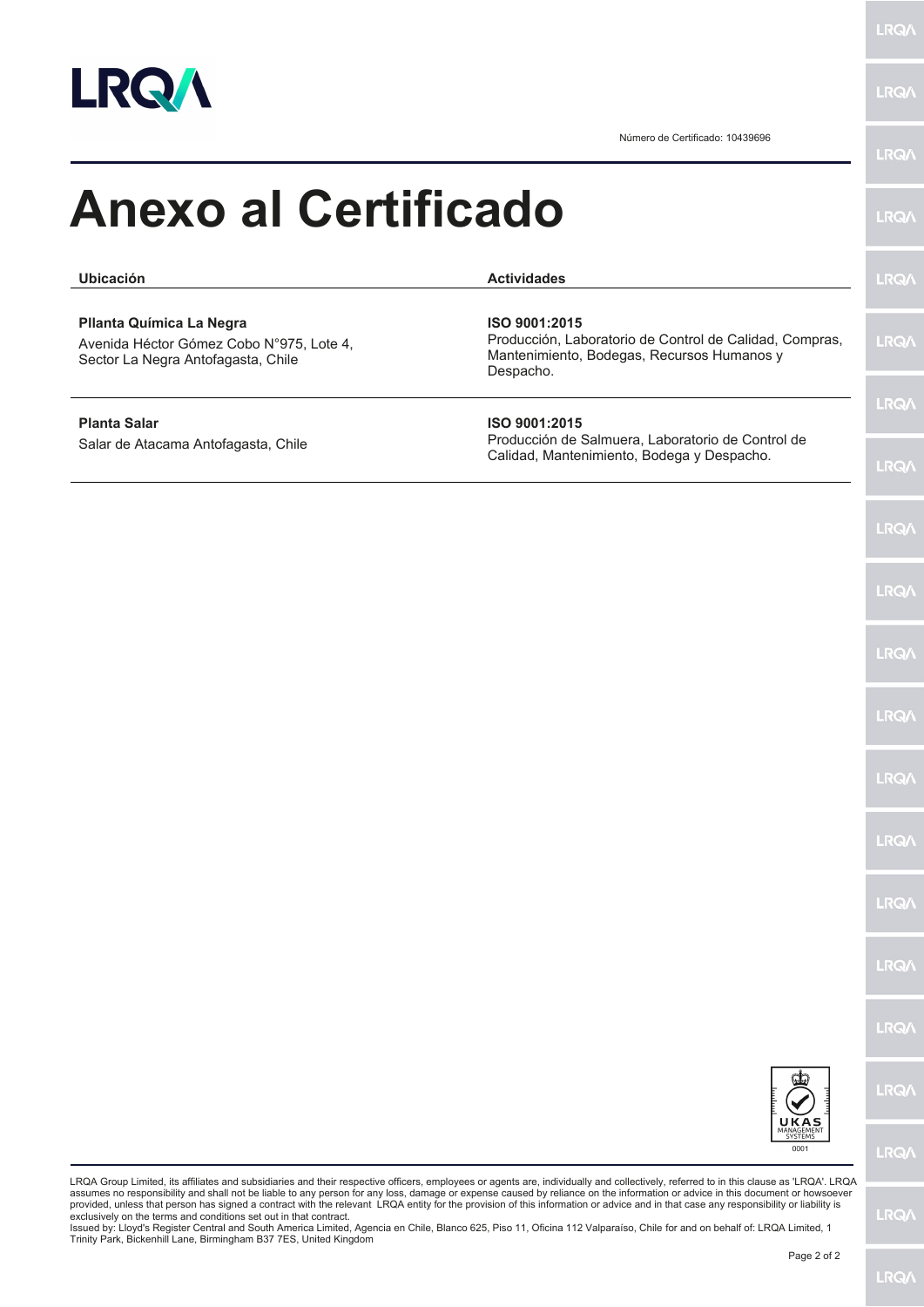Número de Certificado: 10439696

# Anexo al Certificado

| Ubicación | Actividades |
| --- | --- |
| **Pllanta Química La Negra**<br>Avenida Héctor Gómez Cobo N°975, Lote 4, Sector La Negra Antofagasta, Chile | **ISO 9001:2015**<br>Producción, Laboratorio de Control de Calidad, Compras, Mantenimiento, Bodegas, Recursos Humanos y Despacho. |
| **Planta Salar**<br>Salar de Atacama Antofagasta, Chile | **ISO 9001:2015**<br>Producción de Salmuera, Laboratorio de Control de Calidad, Mantenimiento, Bodega y Despacho. |

UKAS MANAGEMENT SYSTEMS 0001

LRQA Group Limited, its affiliates and subsidiaries and their respective officers, employees or agents are, individually and collectively, referred to in this clause as 'LRQA'. LRQA assumes no responsibility and shall not be liable to any person for any loss, damage or expense caused by reliance on the information or advice in this document or howsoever provided, unless that person has signed a contract with the relevant LRQA entity for the provision of this information or advice and in that case any responsibility or liability is exclusively on the terms and conditions set out in that contract.
Issued by: Lloyd's Register Central and South America Limited, Agencia en Chile, Blanco 625, Piso 11, Oficina 112 Valparaíso, Chile for and on behalf of: LRQA Limited, 1 Trinity Park, Bickenhill Lane, Birmingham B37 7ES, United Kingdom